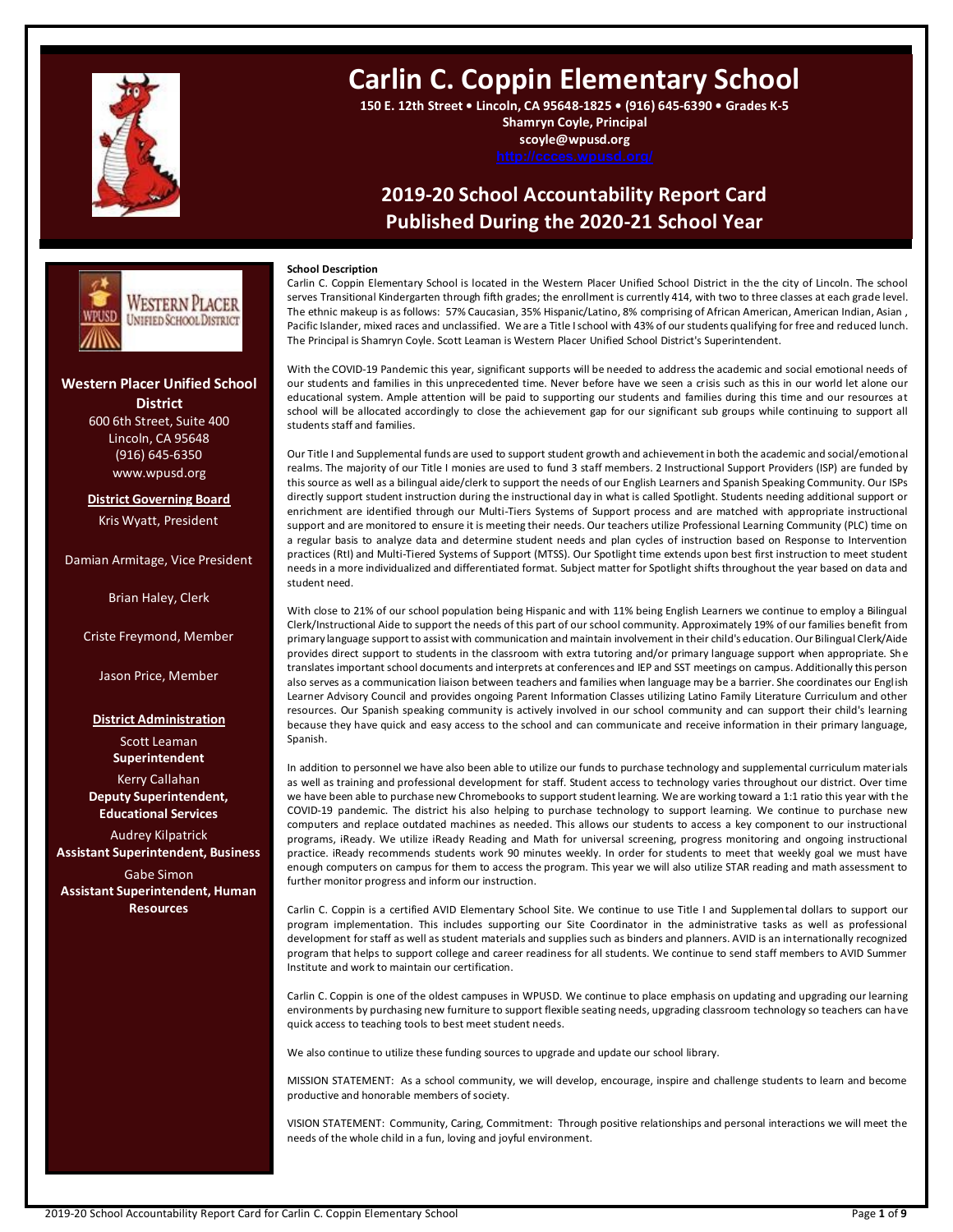# Carlin C. Coppin Elementary School

**150 E. 12th Street • Lincoln, CA 95648-1825 • (916) 645-6390 • Grades K-5**
**Shamryn Coyle, Principal**
**scoyle@wpusd.org**
**http://ccces.wpusd.org/**

## 2019-20 School Accountability Report Card
## Published During the 2020-21 School Year

**Western Placer Unified School District**
600 6th Street, Suite 400
Lincoln, CA 95648
(916) 645-6350
www.wpusd.org

**District Governing Board**

Kris Wyatt, President

Damian Armitage, Vice President

Brian Haley, Clerk

Criste Freymond, Member

Jason Price, Member

**District Administration**

Scott Leaman
**Superintendent**

Kerry Callahan
**Deputy Superintendent, Educational Services**

Audrey Kilpatrick
**Assistant Superintendent, Business**

Gabe Simon
**Assistant Superintendent, Human Resources**

**School Description**

Carlin C. Coppin Elementary School is located in the Western Placer Unified School District in the the city of Lincoln. The school serves Transitional Kindergarten through fifth grades; the enrollment is currently 414, with two to three classes at each grade level. The ethnic makeup is as follows: 57% Caucasian, 35% Hispanic/Latino, 8% comprising of African American, American Indian, Asian , Pacific Islander, mixed races and unclassified. We are a Title I school with 43% of our students qualifying for free and reduced lunch. The Principal is Shamryn Coyle. Scott Leaman is Western Placer Unified School District's Superintendent.

With the COVID-19 Pandemic this year, significant supports will be needed to address the academic and social emotional needs of our students and families in this unprecedented time. Never before have we seen a crisis such as this in our world let alone our educational system. Ample attention will be paid to supporting our students and families during this time and our resources at school will be allocated accordingly to close the achievement gap for our significant sub groups while continuing to support all students staff and families.

Our Title I and Supplemental funds are used to support student growth and achievement in both the academic and social/emotional realms. The majority of our Title I monies are used to fund 3 staff members. 2 Instructional Support Providers (ISP) are funded by this source as well as a bilingual aide/clerk to support the needs of our English Learners and Spanish Speaking Community. Our ISPs directly support student instruction during the instructional day in what is called Spotlight. Students needing additional support or enrichment are identified through our Multi-Tiers Systems of Support process and are matched with appropriate instructional support and are monitored to ensure it is meeting their needs. Our teachers utilize Professional Learning Community (PLC) time on a regular basis to analyze data and determine student needs and plan cycles of instruction based on Response to Intervention practices (RtI) and Multi-Tiered Systems of Support (MTSS). Our Spotlight time extends upon best first instruction to meet student needs in a more individualized and differentiated format. Subject matter for Spotlight shifts throughout the year based on data and student need.

With close to 21% of our school population being Hispanic and with 11% being English Learners we continue to employ a Bilingual Clerk/Instructional Aide to support the needs of this part of our school community. Approximately 19% of our families benefit from primary language support to assist with communication and maintain involvement in their child's education. Our Bilingual Clerk/Aide provides direct support to students in the classroom with extra tutoring and/or primary language support when appropriate. She translates important school documents and interprets at conferences and IEP and SST meetings on campus. Additionally this person also serves as a communication liaison between teachers and families when language may be a barrier. She coordinates our English Learner Advisory Council and provides ongoing Parent Information Classes utilizing Latino Family Literature Curriculum and other resources. Our Spanish speaking community is actively involved in our school community and can support their child's learning because they have quick and easy access to the school and can communicate and receive information in their primary language, Spanish.

In addition to personnel we have also been able to utilize our funds to purchase technology and supplemental curriculum materials as well as training and professional development for staff. Student access to technology varies throughout our district. Over time we have been able to purchase new Chromebooks to support student learning. We are working toward a 1:1 ratio this year with the COVID-19 pandemic. The district his also helping to purchase technology to support learning. We continue to purchase new computers and replace outdated machines as needed. This allows our students to access a key component to our instructional programs, iReady. We utilize iReady Reading and Math for universal screening, progress monitoring and ongoing instructional practice. iReady recommends students work 90 minutes weekly. In order for students to meet that weekly goal we must have enough computers on campus for them to access the program. This year we will also utilize STAR reading and math assessment to further monitor progress and inform our instruction.

Carlin C. Coppin is a certified AVID Elementary School Site. We continue to use Title I and Supplemental dollars to support our program implementation. This includes supporting our Site Coordinator in the administrative tasks as well as professional development for staff as well as student materials and supplies such as binders and planners. AVID is an internationally recognized program that helps to support college and career readiness for all students. We continue to send staff members to AVID Summer Institute and work to maintain our certification.

Carlin C. Coppin is one of the oldest campuses in WPUSD. We continue to place emphasis on updating and upgrading our learning environments by purchasing new furniture to support flexible seating needs, upgrading classroom technology so teachers can have quick access to teaching tools to best meet student needs.

We also continue to utilize these funding sources to upgrade and update our school library.

MISSION STATEMENT: As a school community, we will develop, encourage, inspire and challenge students to learn and become productive and honorable members of society.

VISION STATEMENT: Community, Caring, Commitment: Through positive relationships and personal interactions we will meet the needs of the whole child in a fun, loving and joyful environment.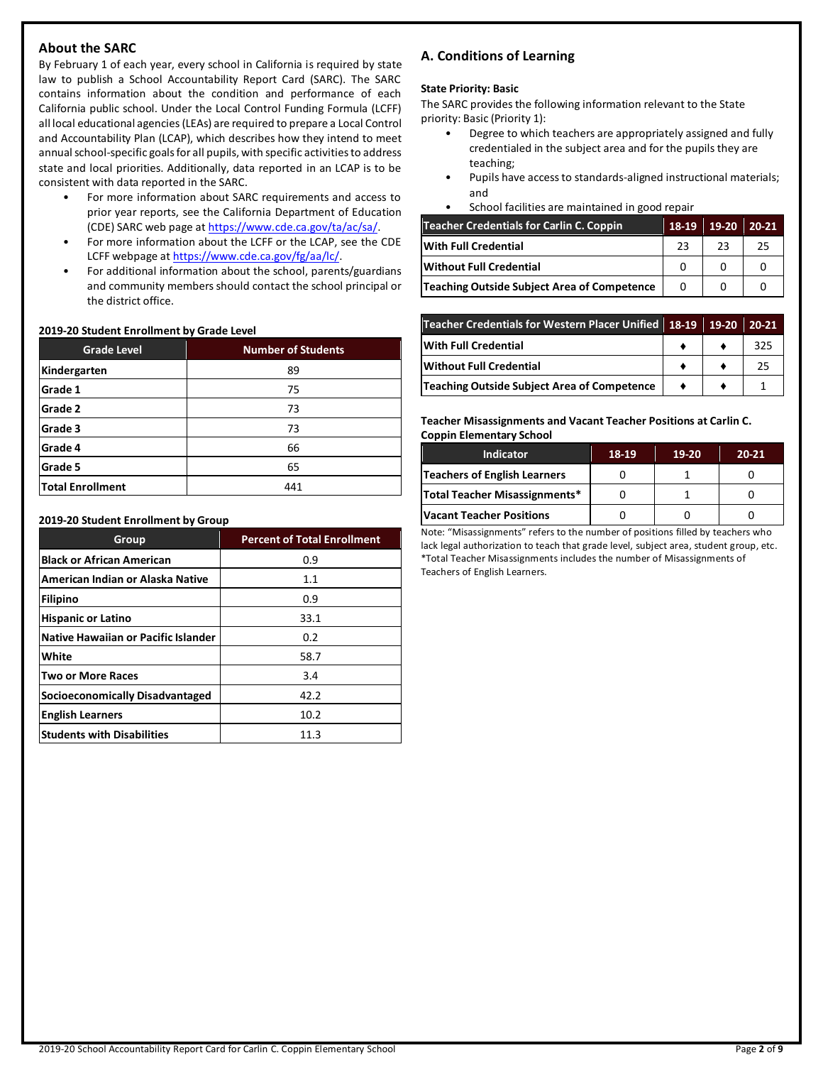## About the SARC

By February 1 of each year, every school in California is required by state law to publish a School Accountability Report Card (SARC). The SARC contains information about the condition and performance of each California public school. Under the Local Control Funding Formula (LCFF) all local educational agencies (LEAs) are required to prepare a Local Control and Accountability Plan (LCAP), which describes how they intend to meet annual school-specific goals for all pupils, with specific activities to address state and local priorities. Additionally, data reported in an LCAP is to be consistent with data reported in the SARC.

- For more information about SARC requirements and access to prior year reports, see the California Department of Education (CDE) SARC web page at https://www.cde.ca.gov/ta/ac/sa/.
- For more information about the LCFF or the LCAP, see the CDE LCFF webpage at https://www.cde.ca.gov/fg/aa/lc/.
- For additional information about the school, parents/guardians and community members should contact the school principal or the district office.

**2019-20 Student Enrollment by Grade Level**

| Grade Level | Number of Students |
|---|---|
| Kindergarten | 89 |
| Grade 1 | 75 |
| Grade 2 | 73 |
| Grade 3 | 73 |
| Grade 4 | 66 |
| Grade 5 | 65 |
| Total Enrollment | 441 |

**2019-20 Student Enrollment by Group**

| Group | Percent of Total Enrollment |
|---|---|
| Black or African American | 0.9 |
| American Indian or Alaska Native | 1.1 |
| Filipino | 0.9 |
| Hispanic or Latino | 33.1 |
| Native Hawaiian or Pacific Islander | 0.2 |
| White | 58.7 |
| Two or More Races | 3.4 |
| Socioeconomically Disadvantaged | 42.2 |
| English Learners | 10.2 |
| Students with Disabilities | 11.3 |

## A. Conditions of Learning

**State Priority: Basic**

The SARC provides the following information relevant to the State priority: Basic (Priority 1):

- Degree to which teachers are appropriately assigned and fully credentialed in the subject area and for the pupils they are teaching;
- Pupils have access to standards-aligned instructional materials; and
- School facilities are maintained in good repair

| Teacher Credentials for Carlin C. Coppin | 18-19 | 19-20 | 20-21 |
|---|---|---|---|
| With Full Credential | 23 | 23 | 25 |
| Without Full Credential | 0 | 0 | 0 |
| Teaching Outside Subject Area of Competence | 0 | 0 | 0 |

| Teacher Credentials for Western Placer Unified | 18-19 | 19-20 | 20-21 |
|---|---|---|---|
| With Full Credential | ♦ | ♦ | 325 |
| Without Full Credential | ♦ | ♦ | 25 |
| Teaching Outside Subject Area of Competence | ♦ | ♦ | 1 |

**Teacher Misassignments and Vacant Teacher Positions at Carlin C. Coppin Elementary School**

| Indicator | 18-19 | 19-20 | 20-21 |
|---|---|---|---|
| Teachers of English Learners | 0 | 1 | 0 |
| Total Teacher Misassignments* | 0 | 1 | 0 |
| Vacant Teacher Positions | 0 | 0 | 0 |

Note: "Misassignments" refers to the number of positions filled by teachers who lack legal authorization to teach that grade level, subject area, student group, etc.
*Total Teacher Misassignments includes the number of Misassignments of Teachers of English Learners.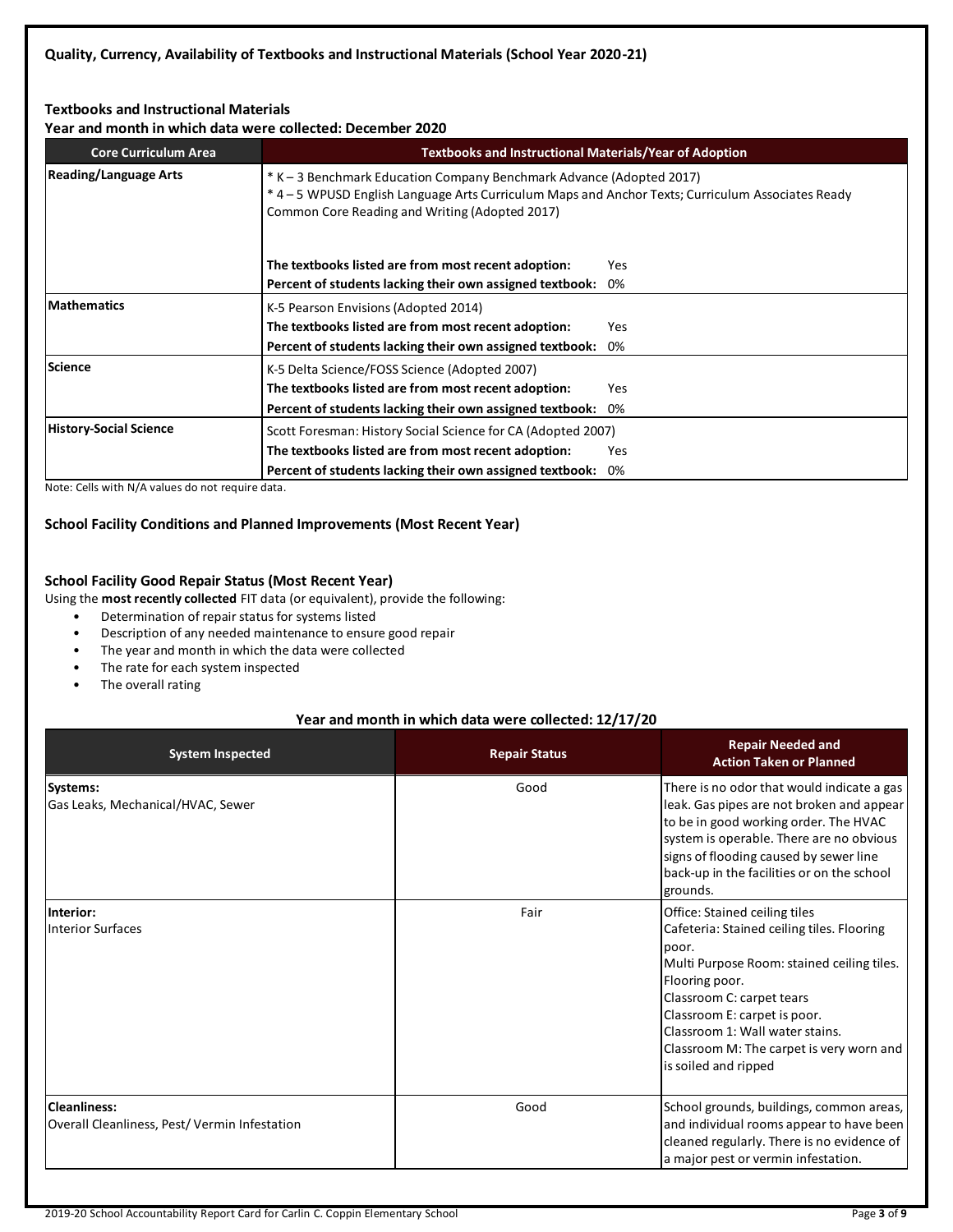### Quality, Currency, Availability of Textbooks and Instructional Materials (School Year 2020-21)

#### Textbooks and Instructional Materials

**Year and month in which data were collected: December 2020**

| Core Curriculum Area | Textbooks and Instructional Materials/Year of Adoption |
| --- | --- |
| **Reading/Language Arts** | * K – 3 Benchmark Education Company Benchmark Advance (Adopted 2017)<br>* 4 – 5 WPUSD English Language Arts Curriculum Maps and Anchor Texts; Curriculum Associates Ready Common Core Reading and Writing (Adopted 2017)<br><br>**The textbooks listed are from most recent adoption:** Yes<br>**Percent of students lacking their own assigned textbook:** 0% |
| **Mathematics** | K-5 Pearson Envisions (Adopted 2014)<br>**The textbooks listed are from most recent adoption:** Yes<br>**Percent of students lacking their own assigned textbook:** 0% |
| **Science** | K-5 Delta Science/FOSS Science (Adopted 2007)<br>**The textbooks listed are from most recent adoption:** Yes<br>**Percent of students lacking their own assigned textbook:** 0% |
| **History-Social Science** | Scott Foresman: History Social Science for CA (Adopted 2007)<br>**The textbooks listed are from most recent adoption:** Yes<br>**Percent of students lacking their own assigned textbook:** 0% |

Note: Cells with N/A values do not require data.

### School Facility Conditions and Planned Improvements (Most Recent Year)

#### School Facility Good Repair Status (Most Recent Year)

Using the **most recently collected** FIT data (or equivalent), provide the following:

- Determination of repair status for systems listed
- Description of any needed maintenance to ensure good repair
- The year and month in which the data were collected
- The rate for each system inspected
- The overall rating

**Year and month in which data were collected: 12/17/20**

| System Inspected | Repair Status | Repair Needed and Action Taken or Planned |
| --- | --- | --- |
| **Systems:**<br>Gas Leaks, Mechanical/HVAC, Sewer | Good | There is no odor that would indicate a gas leak. Gas pipes are not broken and appear to be in good working order. The HVAC system is operable. There are no obvious signs of flooding caused by sewer line back-up in the facilities or on the school grounds. |
| **Interior:**<br>Interior Surfaces | Fair | Office: Stained ceiling tiles<br>Cafeteria: Stained ceiling tiles. Flooring poor.<br>Multi Purpose Room: stained ceiling tiles. Flooring poor.<br>Classroom C: carpet tears<br>Classroom E: carpet is poor.<br>Classroom 1: Wall water stains.<br>Classroom M: The carpet is very worn and is soiled and ripped |
| **Cleanliness:**<br>Overall Cleanliness, Pest/ Vermin Infestation | Good | School grounds, buildings, common areas, and individual rooms appear to have been cleaned regularly. There is no evidence of a major pest or vermin infestation. |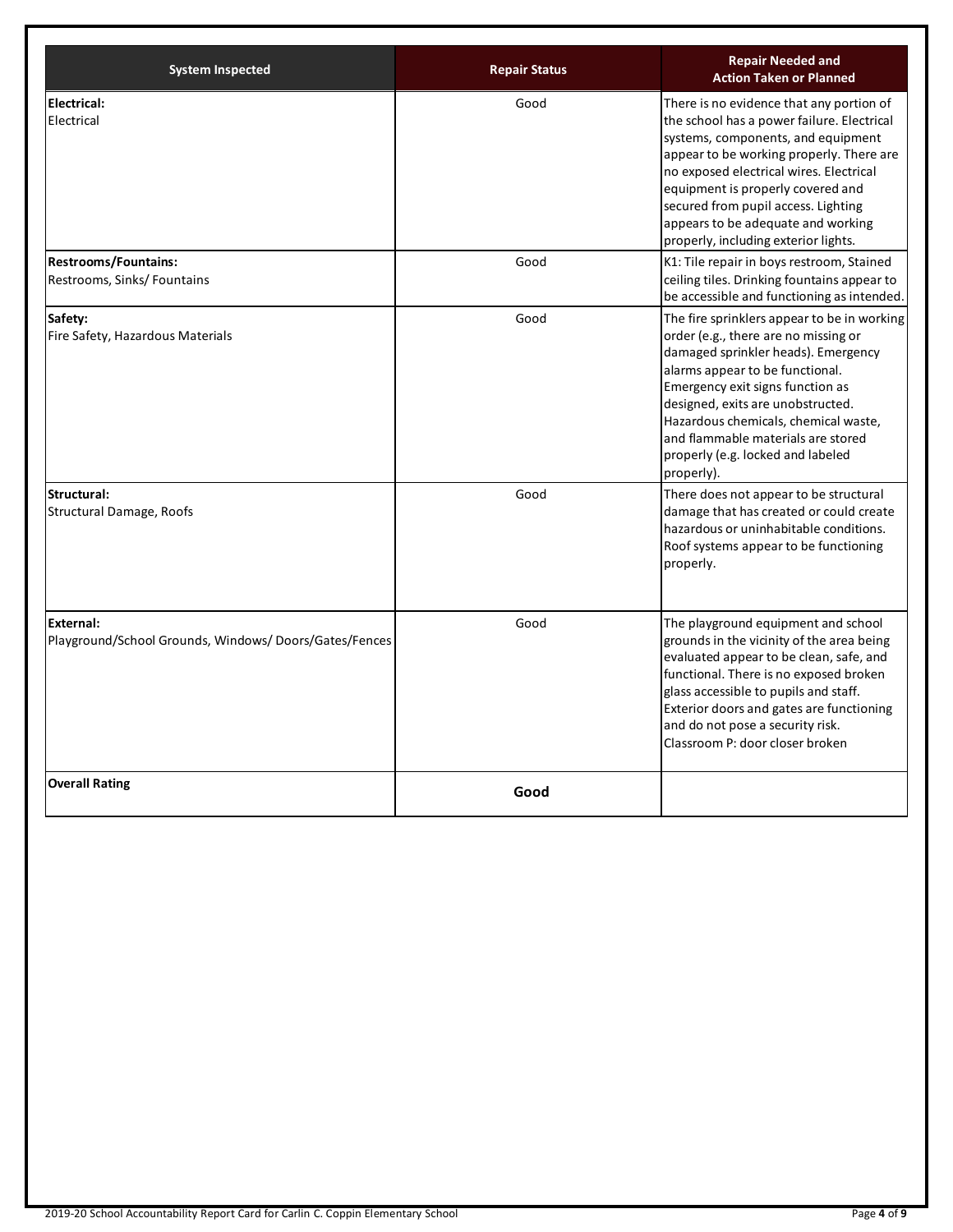| System Inspected | Repair Status | Repair Needed and Action Taken or Planned |
|---|---|---|
| **Electrical:** Electrical | Good | There is no evidence that any portion of the school has a power failure. Electrical systems, components, and equipment appear to be working properly. There are no exposed electrical wires. Electrical equipment is properly covered and secured from pupil access. Lighting appears to be adequate and working properly, including exterior lights. |
| **Restrooms/Fountains:** Restrooms, Sinks/ Fountains | Good | K1: Tile repair in boys restroom, Stained ceiling tiles. Drinking fountains appear to be accessible and functioning as intended. |
| **Safety:** Fire Safety, Hazardous Materials | Good | The fire sprinklers appear to be in working order (e.g., there are no missing or damaged sprinkler heads). Emergency alarms appear to be functional. Emergency exit signs function as designed, exits are unobstructed. Hazardous chemicals, chemical waste, and flammable materials are stored properly (e.g. locked and labeled properly). |
| **Structural:** Structural Damage, Roofs | Good | There does not appear to be structural damage that has created or could create hazardous or uninhabitable conditions. Roof systems appear to be functioning properly. |
| **External:** Playground/School Grounds, Windows/ Doors/Gates/Fences | Good | The playground equipment and school grounds in the vicinity of the area being evaluated appear to be clean, safe, and functional. There is no exposed broken glass accessible to pupils and staff. Exterior doors and gates are functioning and do not pose a security risk. Classroom P: door closer broken |
| **Overall Rating** | **Good** | |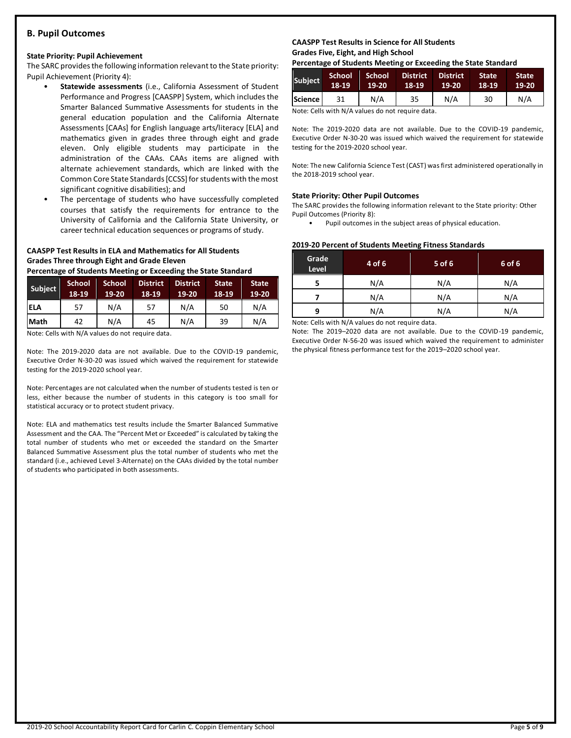## B. Pupil Outcomes

### State Priority: Pupil Achievement

The SARC provides the following information relevant to the State priority: Pupil Achievement (Priority 4):

- **Statewide assessments** (i.e., California Assessment of Student Performance and Progress [CAASPP] System, which includes the Smarter Balanced Summative Assessments for students in the general education population and the California Alternate Assessments [CAAs] for English language arts/literacy [ELA] and mathematics given in grades three through eight and grade eleven. Only eligible students may participate in the administration of the CAAs. CAAs items are aligned with alternate achievement standards, which are linked with the Common Core State Standards [CCSS] for students with the most significant cognitive disabilities); and
- The percentage of students who have successfully completed courses that satisfy the requirements for entrance to the University of California and the California State University, or career technical education sequences or programs of study.

**CAASPP Test Results in ELA and Mathematics for All Students Grades Three through Eight and Grade Eleven Percentage of Students Meeting or Exceeding the State Standard**

| Subject | School 18-19 | School 19-20 | District 18-19 | District 19-20 | State 18-19 | State 19-20 |
|---|---|---|---|---|---|---|
| ELA | 57 | N/A | 57 | N/A | 50 | N/A |
| Math | 42 | N/A | 45 | N/A | 39 | N/A |

Note: Cells with N/A values do not require data.

Note: The 2019-2020 data are not available. Due to the COVID-19 pandemic, Executive Order N-30-20 was issued which waived the requirement for statewide testing for the 2019-2020 school year.

Note: Percentages are not calculated when the number of students tested is ten or less, either because the number of students in this category is too small for statistical accuracy or to protect student privacy.

Note: ELA and mathematics test results include the Smarter Balanced Summative Assessment and the CAA. The "Percent Met or Exceeded" is calculated by taking the total number of students who met or exceeded the standard on the Smarter Balanced Summative Assessment plus the total number of students who met the standard (i.e., achieved Level 3-Alternate) on the CAAs divided by the total number of students who participated in both assessments.

**CAASPP Test Results in Science for All Students Grades Five, Eight, and High School Percentage of Students Meeting or Exceeding the State Standard**

| Subject | School 18-19 | School 19-20 | District 18-19 | District 19-20 | State 18-19 | State 19-20 |
|---|---|---|---|---|---|---|
| Science | 31 | N/A | 35 | N/A | 30 | N/A |

Note: Cells with N/A values do not require data.

Note: The 2019-2020 data are not available. Due to the COVID-19 pandemic, Executive Order N-30-20 was issued which waived the requirement for statewide testing for the 2019-2020 school year.

Note: The new California Science Test (CAST) was first administered operationally in the 2018-2019 school year.

### State Priority: Other Pupil Outcomes

The SARC provides the following information relevant to the State priority: Other Pupil Outcomes (Priority 8):

- Pupil outcomes in the subject areas of physical education.

**2019-20 Percent of Students Meeting Fitness Standards**

| Grade Level | 4 of 6 | 5 of 6 | 6 of 6 |
|---|---|---|---|
| 5 | N/A | N/A | N/A |
| 7 | N/A | N/A | N/A |
| 9 | N/A | N/A | N/A |

Note: Cells with N/A values do not require data.

Note: The 2019–2020 data are not available. Due to the COVID-19 pandemic, Executive Order N-56-20 was issued which waived the requirement to administer the physical fitness performance test for the 2019–2020 school year.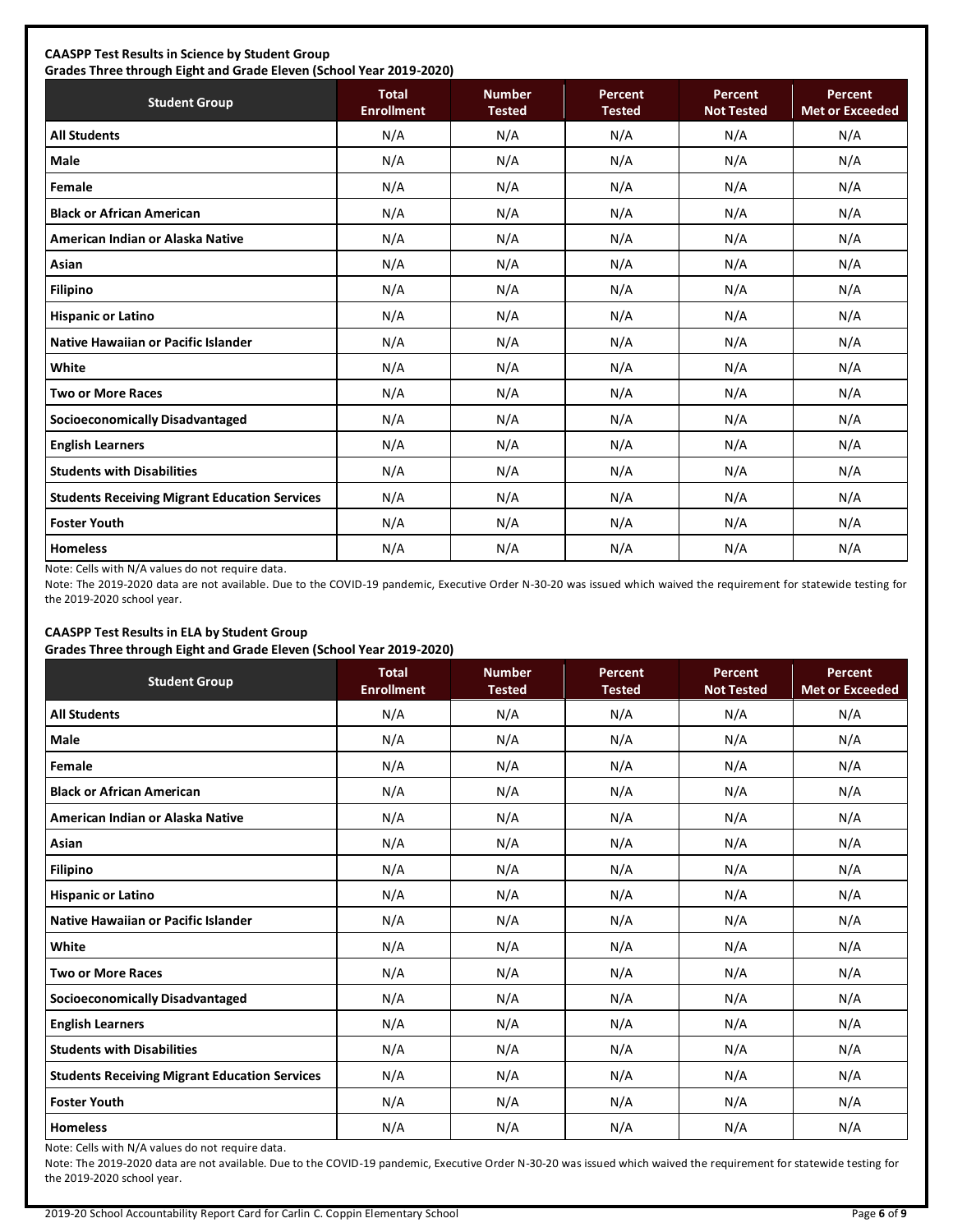**CAASPP Test Results in Science by Student Group**
**Grades Three through Eight and Grade Eleven (School Year 2019-2020)**

| Student Group | Total Enrollment | Number Tested | Percent Tested | Percent Not Tested | Percent Met or Exceeded |
|---|---|---|---|---|---|
| All Students | N/A | N/A | N/A | N/A | N/A |
| Male | N/A | N/A | N/A | N/A | N/A |
| Female | N/A | N/A | N/A | N/A | N/A |
| Black or African American | N/A | N/A | N/A | N/A | N/A |
| American Indian or Alaska Native | N/A | N/A | N/A | N/A | N/A |
| Asian | N/A | N/A | N/A | N/A | N/A |
| Filipino | N/A | N/A | N/A | N/A | N/A |
| Hispanic or Latino | N/A | N/A | N/A | N/A | N/A |
| Native Hawaiian or Pacific Islander | N/A | N/A | N/A | N/A | N/A |
| White | N/A | N/A | N/A | N/A | N/A |
| Two or More Races | N/A | N/A | N/A | N/A | N/A |
| Socioeconomically Disadvantaged | N/A | N/A | N/A | N/A | N/A |
| English Learners | N/A | N/A | N/A | N/A | N/A |
| Students with Disabilities | N/A | N/A | N/A | N/A | N/A |
| Students Receiving Migrant Education Services | N/A | N/A | N/A | N/A | N/A |
| Foster Youth | N/A | N/A | N/A | N/A | N/A |
| Homeless | N/A | N/A | N/A | N/A | N/A |

Note: Cells with N/A values do not require data.

Note: The 2019-2020 data are not available. Due to the COVID-19 pandemic, Executive Order N-30-20 was issued which waived the requirement for statewide testing for the 2019-2020 school year.

**CAASPP Test Results in ELA by Student Group**
**Grades Three through Eight and Grade Eleven (School Year 2019-2020)**

| Student Group | Total Enrollment | Number Tested | Percent Tested | Percent Not Tested | Percent Met or Exceeded |
|---|---|---|---|---|---|
| All Students | N/A | N/A | N/A | N/A | N/A |
| Male | N/A | N/A | N/A | N/A | N/A |
| Female | N/A | N/A | N/A | N/A | N/A |
| Black or African American | N/A | N/A | N/A | N/A | N/A |
| American Indian or Alaska Native | N/A | N/A | N/A | N/A | N/A |
| Asian | N/A | N/A | N/A | N/A | N/A |
| Filipino | N/A | N/A | N/A | N/A | N/A |
| Hispanic or Latino | N/A | N/A | N/A | N/A | N/A |
| Native Hawaiian or Pacific Islander | N/A | N/A | N/A | N/A | N/A |
| White | N/A | N/A | N/A | N/A | N/A |
| Two or More Races | N/A | N/A | N/A | N/A | N/A |
| Socioeconomically Disadvantaged | N/A | N/A | N/A | N/A | N/A |
| English Learners | N/A | N/A | N/A | N/A | N/A |
| Students with Disabilities | N/A | N/A | N/A | N/A | N/A |
| Students Receiving Migrant Education Services | N/A | N/A | N/A | N/A | N/A |
| Foster Youth | N/A | N/A | N/A | N/A | N/A |
| Homeless | N/A | N/A | N/A | N/A | N/A |

Note: Cells with N/A values do not require data.

Note: The 2019-2020 data are not available. Due to the COVID-19 pandemic, Executive Order N-30-20 was issued which waived the requirement for statewide testing for the 2019-2020 school year.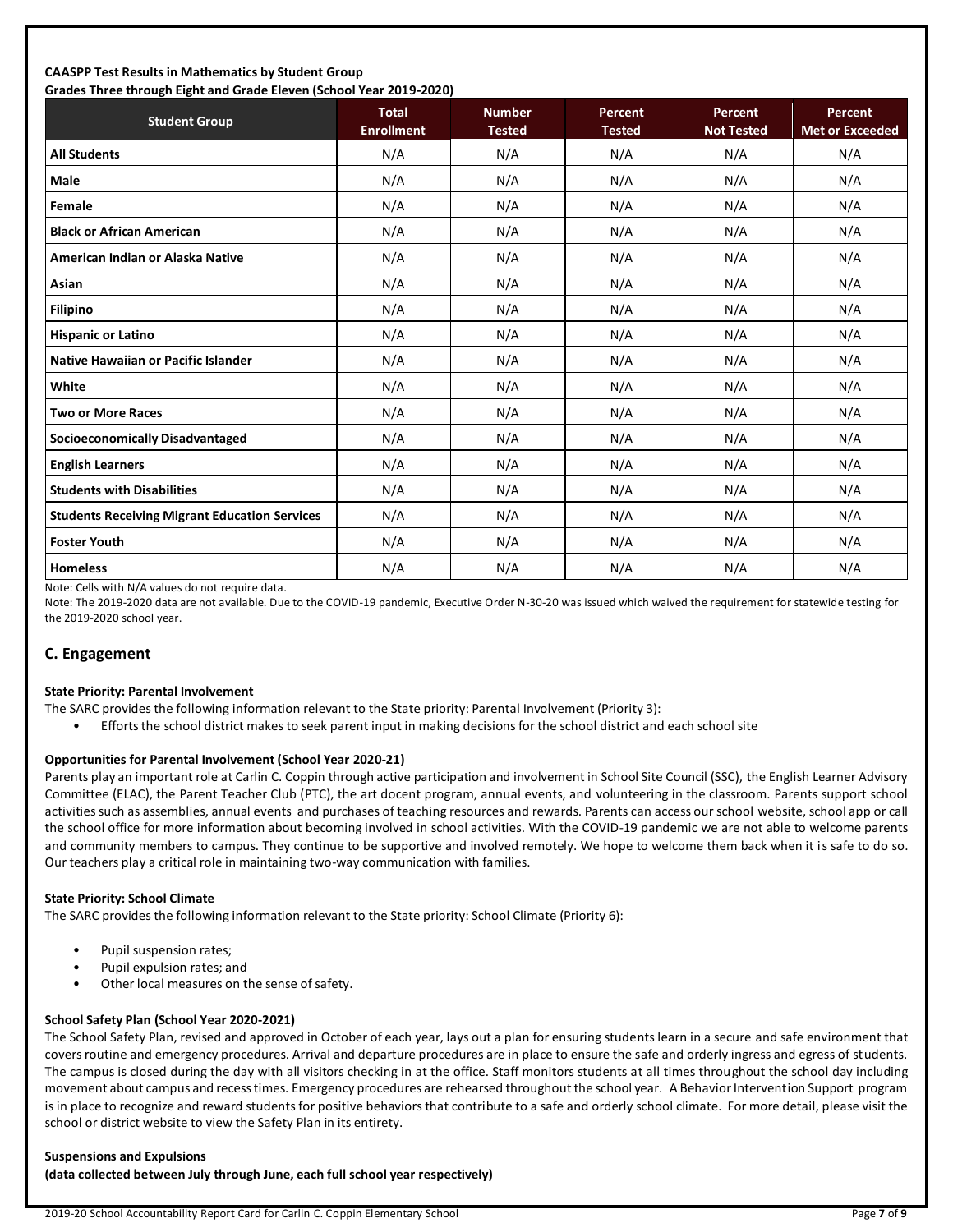**CAASPP Test Results in Mathematics by Student Group**
**Grades Three through Eight and Grade Eleven (School Year 2019-2020)**

| Student Group | Total Enrollment | Number Tested | Percent Tested | Percent Not Tested | Percent Met or Exceeded |
|---|---|---|---|---|---|
| **All Students** | N/A | N/A | N/A | N/A | N/A |
| **Male** | N/A | N/A | N/A | N/A | N/A |
| **Female** | N/A | N/A | N/A | N/A | N/A |
| **Black or African American** | N/A | N/A | N/A | N/A | N/A |
| **American Indian or Alaska Native** | N/A | N/A | N/A | N/A | N/A |
| **Asian** | N/A | N/A | N/A | N/A | N/A |
| **Filipino** | N/A | N/A | N/A | N/A | N/A |
| **Hispanic or Latino** | N/A | N/A | N/A | N/A | N/A |
| **Native Hawaiian or Pacific Islander** | N/A | N/A | N/A | N/A | N/A |
| **White** | N/A | N/A | N/A | N/A | N/A |
| **Two or More Races** | N/A | N/A | N/A | N/A | N/A |
| **Socioeconomically Disadvantaged** | N/A | N/A | N/A | N/A | N/A |
| **English Learners** | N/A | N/A | N/A | N/A | N/A |
| **Students with Disabilities** | N/A | N/A | N/A | N/A | N/A |
| **Students Receiving Migrant Education Services** | N/A | N/A | N/A | N/A | N/A |
| **Foster Youth** | N/A | N/A | N/A | N/A | N/A |
| **Homeless** | N/A | N/A | N/A | N/A | N/A |

Note: Cells with N/A values do not require data.

Note: The 2019-2020 data are not available. Due to the COVID-19 pandemic, Executive Order N-30-20 was issued which waived the requirement for statewide testing for the 2019-2020 school year.

## C. Engagement

**State Priority: Parental Involvement**

The SARC provides the following information relevant to the State priority: Parental Involvement (Priority 3):

- Efforts the school district makes to seek parent input in making decisions for the school district and each school site

**Opportunities for Parental Involvement (School Year 2020-21)**

Parents play an important role at Carlin C. Coppin through active participation and involvement in School Site Council (SSC), the English Learner Advisory Committee (ELAC), the Parent Teacher Club (PTC), the art docent program, annual events, and volunteering in the classroom. Parents support school activities such as assemblies, annual events and purchases of teaching resources and rewards. Parents can access our school website, school app or call the school office for more information about becoming involved in school activities. With the COVID-19 pandemic we are not able to welcome parents and community members to campus. They continue to be supportive and involved remotely. We hope to welcome them back when it is safe to do so. Our teachers play a critical role in maintaining two-way communication with families.

**State Priority: School Climate**

The SARC provides the following information relevant to the State priority: School Climate (Priority 6):

- Pupil suspension rates;
- Pupil expulsion rates; and
- Other local measures on the sense of safety.

**School Safety Plan (School Year 2020-2021)**

The School Safety Plan, revised and approved in October of each year, lays out a plan for ensuring students learn in a secure and safe environment that covers routine and emergency procedures. Arrival and departure procedures are in place to ensure the safe and orderly ingress and egress of students. The campus is closed during the day with all visitors checking in at the office. Staff monitors students at all times throughout the school day including movement about campus and recess times. Emergency procedures are rehearsed throughout the school year. A Behavior Intervention Support program is in place to recognize and reward students for positive behaviors that contribute to a safe and orderly school climate. For more detail, please visit the school or district website to view the Safety Plan in its entirety.

**Suspensions and Expulsions**
**(data collected between July through June, each full school year respectively)**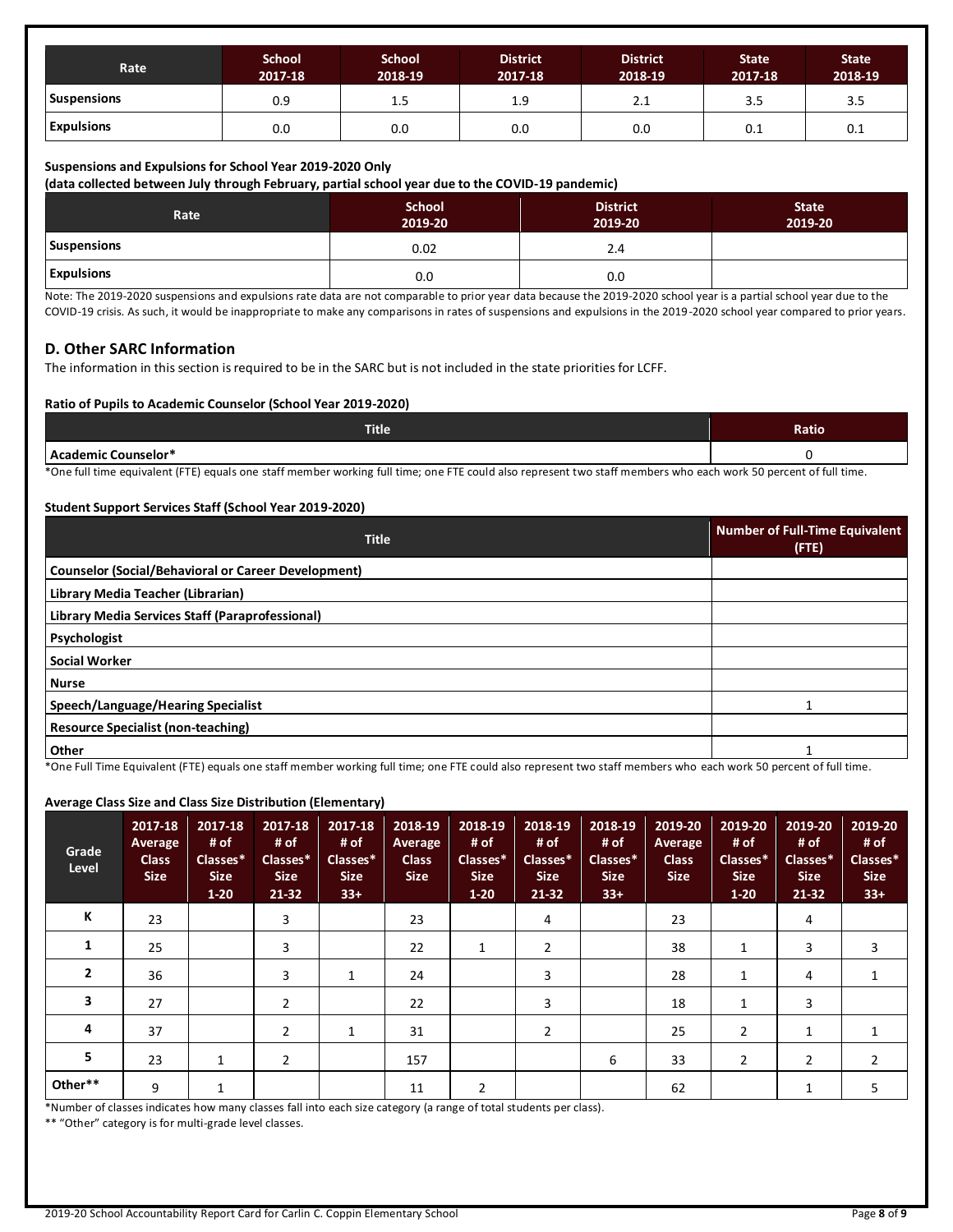| Rate | School 2017-18 | School 2018-19 | District 2017-18 | District 2018-19 | State 2017-18 | State 2018-19 |
| --- | --- | --- | --- | --- | --- | --- |
| **Suspensions** | 0.9 | 1.5 | 1.9 | 2.1 | 3.5 | 3.5 |
| **Expulsions** | 0.0 | 0.0 | 0.0 | 0.0 | 0.1 | 0.1 |

**Suspensions and Expulsions for School Year 2019-2020 Only**
**(data collected between July through February, partial school year due to the COVID-19 pandemic)**

| Rate | School 2019-20 | District 2019-20 | State 2019-20 |
| --- | --- | --- | --- |
| **Suspensions** | 0.02 | 2.4 | |
| **Expulsions** | 0.0 | 0.0 | |

Note: The 2019-2020 suspensions and expulsions rate data are not comparable to prior year data because the 2019-2020 school year is a partial school year due to the COVID-19 crisis. As such, it would be inappropriate to make any comparisons in rates of suspensions and expulsions in the 2019-2020 school year compared to prior years.

## D. Other SARC Information

The information in this section is required to be in the SARC but is not included in the state priorities for LCFF.

**Ratio of Pupils to Academic Counselor (School Year 2019-2020)**

| Title | Ratio |
| --- | --- |
| **Academic Counselor*** | 0 |

*One full time equivalent (FTE) equals one staff member working full time; one FTE could also represent two staff members who each work 50 percent of full time.

**Student Support Services Staff (School Year 2019-2020)**

| Title | Number of Full-Time Equivalent (FTE) |
| --- | --- |
| **Counselor (Social/Behavioral or Career Development)** | |
| **Library Media Teacher (Librarian)** | |
| **Library Media Services Staff (Paraprofessional)** | |
| **Psychologist** | |
| **Social Worker** | |
| **Nurse** | |
| **Speech/Language/Hearing Specialist** | 1 |
| **Resource Specialist (non-teaching)** | |
| **Other** | 1 |

*One Full Time Equivalent (FTE) equals one staff member working full time; one FTE could also represent two staff members who each work 50 percent of full time.

**Average Class Size and Class Size Distribution (Elementary)**

| Grade Level | 2017-18 Average Class Size | 2017-18 # of Classes* Size 1-20 | 2017-18 # of Classes* Size 21-32 | 2017-18 # of Classes* Size 33+ | 2018-19 Average Class Size | 2018-19 # of Classes* Size 1-20 | 2018-19 # of Classes* Size 21-32 | 2018-19 # of Classes* Size 33+ | 2019-20 Average Class Size | 2019-20 # of Classes* Size 1-20 | 2019-20 # of Classes* Size 21-32 | 2019-20 # of Classes* Size 33+ |
| --- | --- | --- | --- | --- | --- | --- | --- | --- | --- | --- | --- | --- |
| **K** | 23 | | 3 | | 23 | | 4 | | 23 | | 4 | |
| **1** | 25 | | 3 | | 22 | 1 | 2 | | 38 | 1 | 3 | 3 |
| **2** | 36 | | 3 | 1 | 24 | | 3 | | 28 | 1 | 4 | 1 |
| **3** | 27 | | 2 | | 22 | | 3 | | 18 | 1 | 3 | |
| **4** | 37 | | 2 | 1 | 31 | | 2 | | 25 | 2 | 1 | 1 |
| **5** | 23 | 1 | 2 | | 157 | | | 6 | 33 | 2 | 2 | 2 |
| **Other**** | 9 | 1 | | | 11 | 2 | | | 62 | | 1 | 5 |

*Number of classes indicates how many classes fall into each size category (a range of total students per class).

** "Other" category is for multi-grade level classes.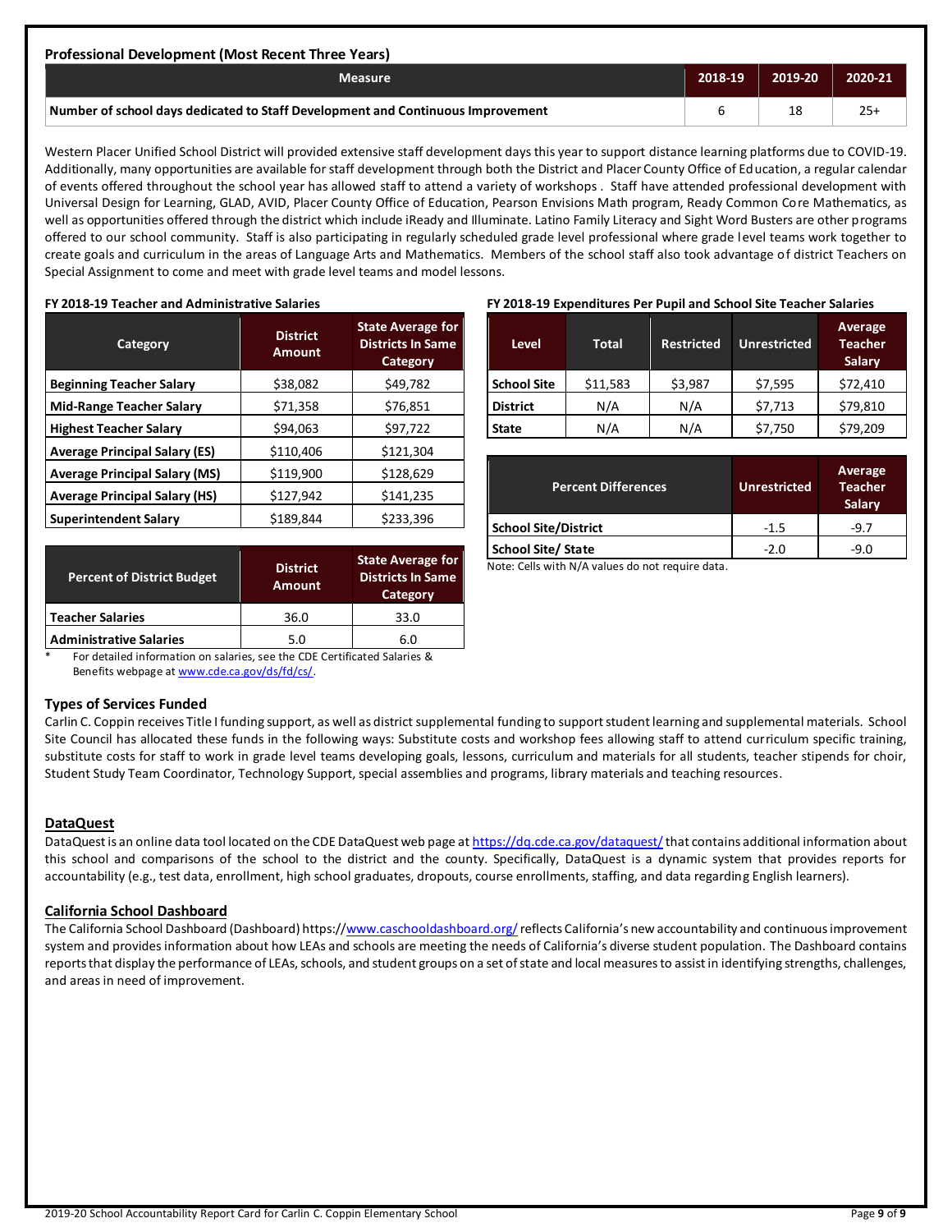**Professional Development (Most Recent Three Years)**

| Measure | 2018-19 | 2019-20 | 2020-21 |
|---|---|---|---|
| Number of school days dedicated to Staff Development and Continuous Improvement | 6 | 18 | 25+ |

Western Placer Unified School District will provided extensive staff development days this year to support distance learning platforms due to COVID-19. Additionally, many opportunities are available for staff development through both the District and Placer County Office of Education, a regular calendar of events offered throughout the school year has allowed staff to attend a variety of workshops . Staff have attended professional development with Universal Design for Learning, GLAD, AVID, Placer County Office of Education, Pearson Envisions Math program, Ready Common Core Mathematics, as well as opportunities offered through the district which include iReady and Illuminate. Latino Family Literacy and Sight Word Busters are other programs offered to our school community. Staff is also participating in regularly scheduled grade level professional where grade level teams work together to create goals and curriculum in the areas of Language Arts and Mathematics. Members of the school staff also took advantage of district Teachers on Special Assignment to come and meet with grade level teams and model lessons.

**FY 2018-19 Teacher and Administrative Salaries**

| Category | District Amount | State Average for Districts In Same Category |
|---|---|---|
| Beginning Teacher Salary | $38,082 | $49,782 |
| Mid-Range Teacher Salary | $71,358 | $76,851 |
| Highest Teacher Salary | $94,063 | $97,722 |
| Average Principal Salary (ES) | $110,406 | $121,304 |
| Average Principal Salary (MS) | $119,900 | $128,629 |
| Average Principal Salary (HS) | $127,942 | $141,235 |
| Superintendent Salary | $189,844 | $233,396 |

| Percent of District Budget | District Amount | State Average for Districts In Same Category |
|---|---|---|
| Teacher Salaries | 36.0 | 33.0 |
| Administrative Salaries | 5.0 | 6.0 |

* For detailed information on salaries, see the CDE Certificated Salaries & Benefits webpage at www.cde.ca.gov/ds/fd/cs/.

**FY 2018-19 Expenditures Per Pupil and School Site Teacher Salaries**

| Level | Total | Restricted | Unrestricted | Average Teacher Salary |
|---|---|---|---|---|
| School Site | $11,583 | $3,987 | $7,595 | $72,410 |
| District | N/A | N/A | $7,713 | $79,810 |
| State | N/A | N/A | $7,750 | $79,209 |

| Percent Differences | Unrestricted | Average Teacher Salary |
|---|---|---|
| School Site/District | -1.5 | -9.7 |
| School Site/ State | -2.0 | -9.0 |

Note: Cells with N/A values do not require data.

## Types of Services Funded

Carlin C. Coppin receives Title I funding support, as well as district supplemental funding to support student learning and supplemental materials. School Site Council has allocated these funds in the following ways: Substitute costs and workshop fees allowing staff to attend curriculum specific training, substitute costs for staff to work in grade level teams developing goals, lessons, curriculum and materials for all students, teacher stipends for choir, Student Study Team Coordinator, Technology Support, special assemblies and programs, library materials and teaching resources.

## DataQuest

DataQuest is an online data tool located on the CDE DataQuest web page at https://dq.cde.ca.gov/dataquest/ that contains additional information about this school and comparisons of the school to the district and the county. Specifically, DataQuest is a dynamic system that provides reports for accountability (e.g., test data, enrollment, high school graduates, dropouts, course enrollments, staffing, and data regarding English learners).

## California School Dashboard

The California School Dashboard (Dashboard) https://www.caschooldashboard.org/ reflects California's new accountability and continuous improvement system and provides information about how LEAs and schools are meeting the needs of California's diverse student population. The Dashboard contains reports that display the performance of LEAs, schools, and student groups on a set of state and local measures to assist in identifying strengths, challenges, and areas in need of improvement.